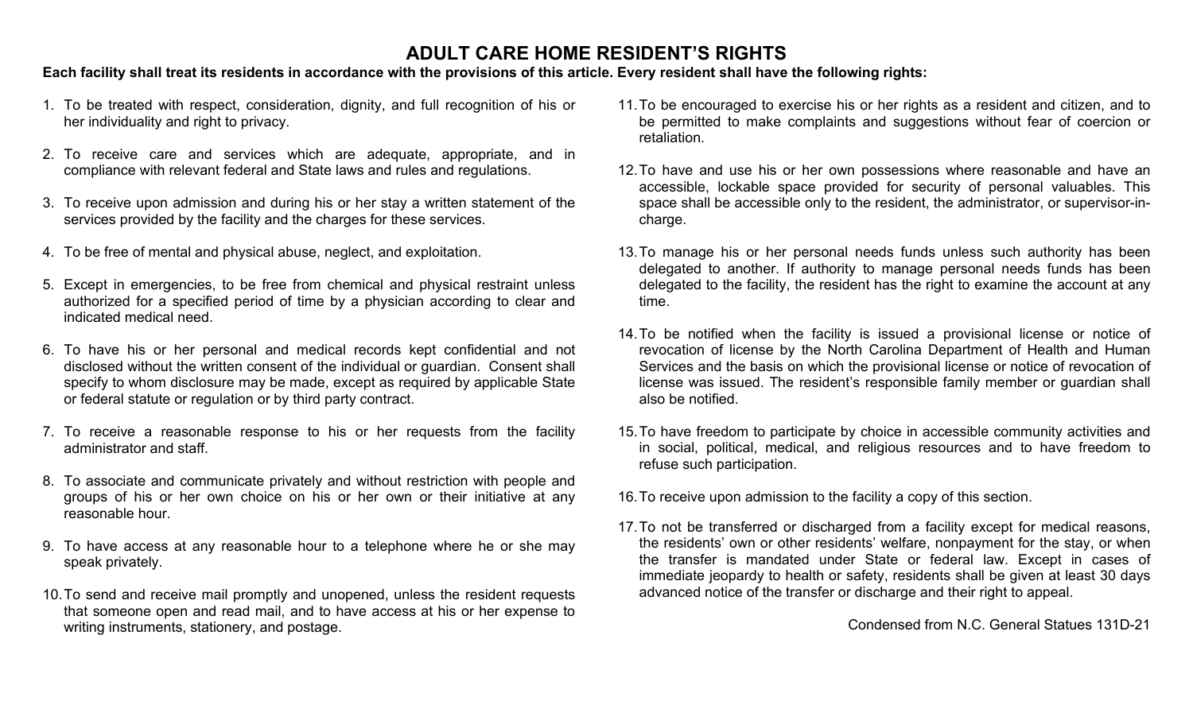# ADULT CARE HOME RESIDENT'S RIGHTS

**Each facility shall treat its residents in accordance with the provisions of this article. Every resident shall have the following rights:**

1. To be treated with respect, consideration, dignity, and full recognition of his or her individuality and right to privacy.

2. To receive care and services which are adequate, appropriate, and in compliance with relevant federal and State laws and rules and regulations.

3. To receive upon admission and during his or her stay a written statement of the services provided by the facility and the charges for these services.

4. To be free of mental and physical abuse, neglect, and exploitation.

5. Except in emergencies, to be free from chemical and physical restraint unless authorized for a specified period of time by a physician according to clear and indicated medical need.

6. To have his or her personal and medical records kept confidential and not disclosed without the written consent of the individual or guardian. Consent shall specify to whom disclosure may be made, except as required by applicable State or federal statute or regulation or by third party contract.

7. To receive a reasonable response to his or her requests from the facility administrator and staff.

8. To associate and communicate privately and without restriction with people and groups of his or her own choice on his or her own or their initiative at any reasonable hour.

9. To have access at any reasonable hour to a telephone where he or she may speak privately.

10. To send and receive mail promptly and unopened, unless the resident requests that someone open and read mail, and to have access at his or her expense to writing instruments, stationery, and postage.

11. To be encouraged to exercise his or her rights as a resident and citizen, and to be permitted to make complaints and suggestions without fear of coercion or retaliation.

12. To have and use his or her own possessions where reasonable and have an accessible, lockable space provided for security of personal valuables. This space shall be accessible only to the resident, the administrator, or supervisor-in-charge.

13. To manage his or her personal needs funds unless such authority has been delegated to another. If authority to manage personal needs funds has been delegated to the facility, the resident has the right to examine the account at any time.

14. To be notified when the facility is issued a provisional license or notice of revocation of license by the North Carolina Department of Health and Human Services and the basis on which the provisional license or notice of revocation of license was issued. The resident's responsible family member or guardian shall also be notified.

15. To have freedom to participate by choice in accessible community activities and in social, political, medical, and religious resources and to have freedom to refuse such participation.

16. To receive upon admission to the facility a copy of this section.

17. To not be transferred or discharged from a facility except for medical reasons, the residents' own or other residents' welfare, nonpayment for the stay, or when the transfer is mandated under State or federal law. Except in cases of immediate jeopardy to health or safety, residents shall be given at least 30 days advanced notice of the transfer or discharge and their right to appeal.

Condensed from N.C. General Statues 131D-21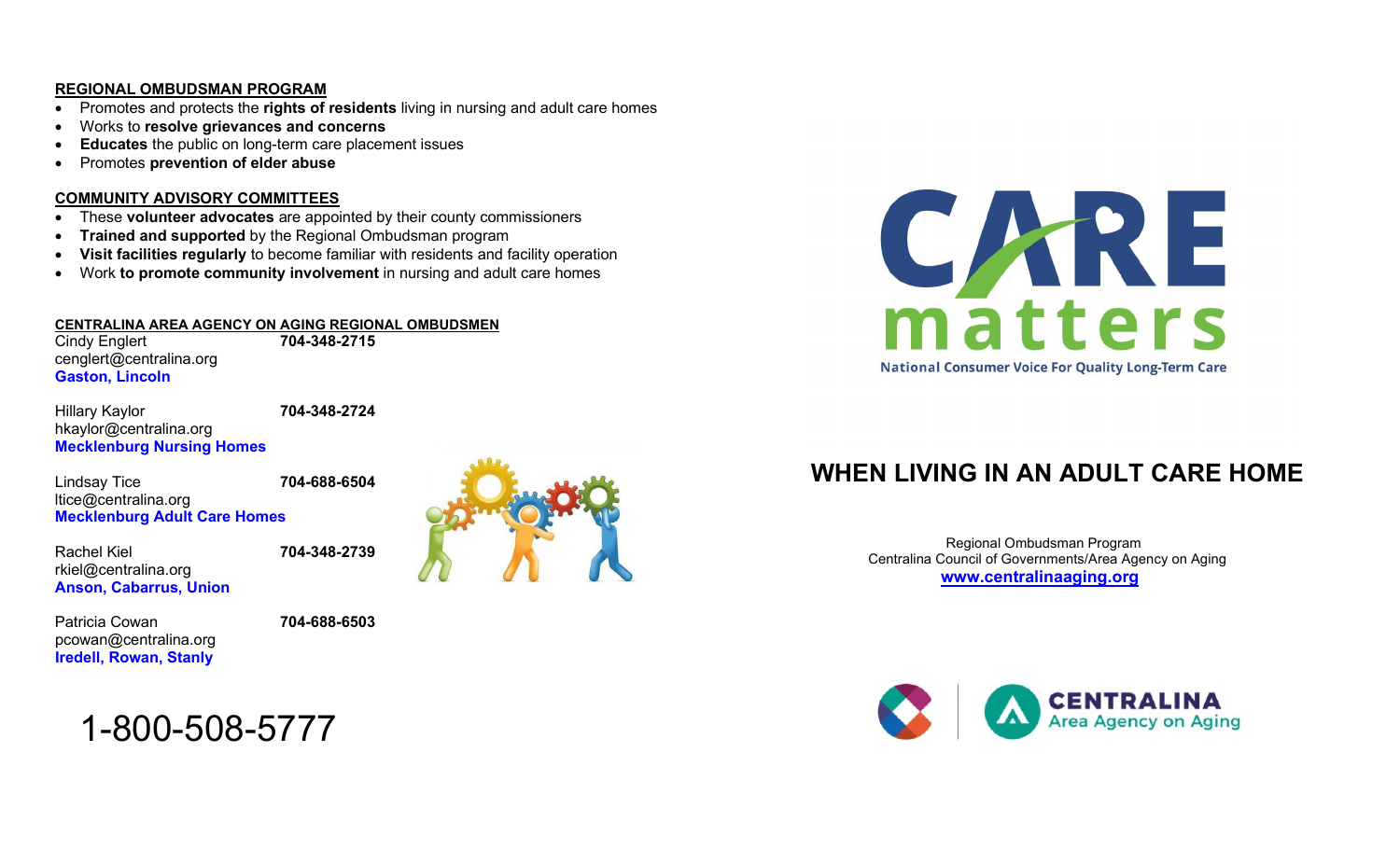**REGIONAL OMBUDSMAN PROGRAM**

- Promotes and protects the **rights of residents** living in nursing and adult care homes
- Works to **resolve grievances and concerns**
- **Educates** the public on long-term care placement issues
- Promotes **prevention of elder abuse**

**COMMUNITY ADVISORY COMMITTEES**

- These **volunteer advocates** are appointed by their county commissioners
- **Trained and supported** by the Regional Ombudsman program
- **Visit facilities regularly** to become familiar with residents and facility operation
- Work **to promote community involvement** in nursing and adult care homes

**CENTRALINA AREA AGENCY ON AGING REGIONAL OMBUDSMEN**

Cindy Englert **704-348-2715**
cenglert@centralina.org
**Gaston, Lincoln**

Hillary Kaylor **704-348-2724**
hkaylor@centralina.org
**Mecklenburg Nursing Homes**

Lindsay Tice **704-688-6504**
ltice@centralina.org
**Mecklenburg Adult Care Homes**

Rachel Kiel **704-348-2739**
rkiel@centralina.org
**Anson, Cabarrus, Union**

Patricia Cowan **704-688-6503**
pcowan@centralina.org
**Iredell, Rowan, Stanly**

1-800-508-5777

CARE matters

National Consumer Voice For Quality Long-Term Care

# WHEN LIVING IN AN ADULT CARE HOME

Regional Ombudsman Program
Centralina Council of Governments/Area Agency on Aging
**www.centralinaaging.org**

CENTRALINA
Area Agency on Aging